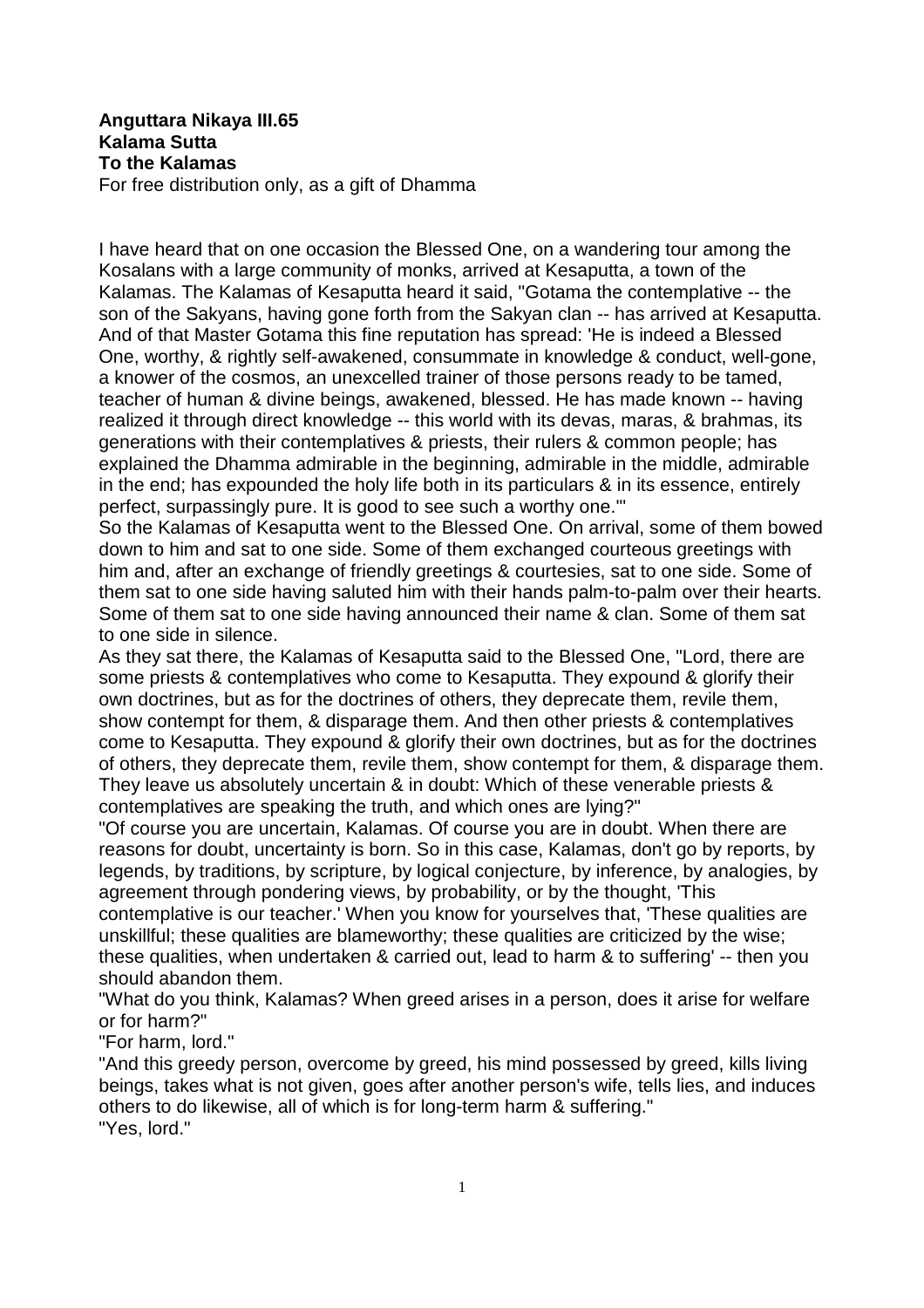**Anguttara Nikaya III.65**
**Kalama Sutta**
**To the Kalamas**
For free distribution only, as a gift of Dhamma

I have heard that on one occasion the Blessed One, on a wandering tour among the Kosalans with a large community of monks, arrived at Kesaputta, a town of the Kalamas. The Kalamas of Kesaputta heard it said, "Gotama the contemplative -- the son of the Sakyans, having gone forth from the Sakyan clan -- has arrived at Kesaputta. And of that Master Gotama this fine reputation has spread: 'He is indeed a Blessed One, worthy, & rightly self-awakened, consummate in knowledge & conduct, well-gone, a knower of the cosmos, an unexcelled trainer of those persons ready to be tamed, teacher of human & divine beings, awakened, blessed. He has made known -- having realized it through direct knowledge -- this world with its devas, maras, & brahmas, its generations with their contemplatives & priests, their rulers & common people; has explained the Dhamma admirable in the beginning, admirable in the middle, admirable in the end; has expounded the holy life both in its particulars & in its essence, entirely perfect, surpassingly pure. It is good to see such a worthy one.'"

So the Kalamas of Kesaputta went to the Blessed One. On arrival, some of them bowed down to him and sat to one side. Some of them exchanged courteous greetings with him and, after an exchange of friendly greetings & courtesies, sat to one side. Some of them sat to one side having saluted him with their hands palm-to-palm over their hearts. Some of them sat to one side having announced their name & clan. Some of them sat to one side in silence.

As they sat there, the Kalamas of Kesaputta said to the Blessed One, "Lord, there are some priests & contemplatives who come to Kesaputta. They expound & glorify their own doctrines, but as for the doctrines of others, they deprecate them, revile them, show contempt for them, & disparage them. And then other priests & contemplatives come to Kesaputta. They expound & glorify their own doctrines, but as for the doctrines of others, they deprecate them, revile them, show contempt for them, & disparage them. They leave us absolutely uncertain & in doubt: Which of these venerable priests & contemplatives are speaking the truth, and which ones are lying?"

"Of course you are uncertain, Kalamas. Of course you are in doubt. When there are reasons for doubt, uncertainty is born. So in this case, Kalamas, don't go by reports, by legends, by traditions, by scripture, by logical conjecture, by inference, by analogies, by agreement through pondering views, by probability, or by the thought, 'This contemplative is our teacher.' When you know for yourselves that, 'These qualities are unskillful; these qualities are blameworthy; these qualities are criticized by the wise; these qualities, when undertaken & carried out, lead to harm & to suffering' -- then you should abandon them.

"What do you think, Kalamas? When greed arises in a person, does it arise for welfare or for harm?"

"For harm, lord."

"And this greedy person, overcome by greed, his mind possessed by greed, kills living beings, takes what is not given, goes after another person's wife, tells lies, and induces others to do likewise, all of which is for long-term harm & suffering."

"Yes, lord."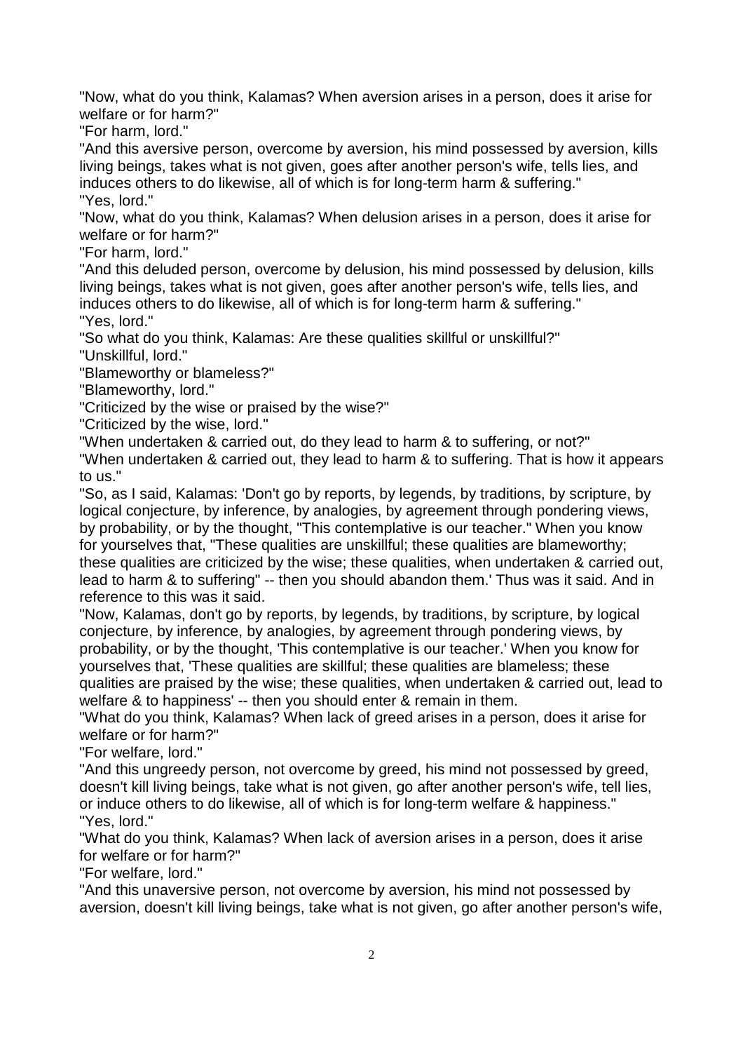"Now, what do you think, Kalamas? When aversion arises in a person, does it arise for welfare or for harm?"

"For harm, lord."

"And this aversive person, overcome by aversion, his mind possessed by aversion, kills living beings, takes what is not given, goes after another person's wife, tells lies, and induces others to do likewise, all of which is for long-term harm & suffering."

"Yes, lord."

"Now, what do you think, Kalamas? When delusion arises in a person, does it arise for welfare or for harm?"

"For harm, lord."

"And this deluded person, overcome by delusion, his mind possessed by delusion, kills living beings, takes what is not given, goes after another person's wife, tells lies, and induces others to do likewise, all of which is for long-term harm & suffering."

"Yes, lord."

"So what do you think, Kalamas: Are these qualities skillful or unskillful?"

"Unskillful, lord."

"Blameworthy or blameless?"

"Blameworthy, lord."

"Criticized by the wise or praised by the wise?"

"Criticized by the wise, lord."

"When undertaken & carried out, do they lead to harm & to suffering, or not?"

"When undertaken & carried out, they lead to harm & to suffering. That is how it appears to us."

"So, as I said, Kalamas: 'Don't go by reports, by legends, by traditions, by scripture, by logical conjecture, by inference, by analogies, by agreement through pondering views, by probability, or by the thought, "This contemplative is our teacher." When you know for yourselves that, "These qualities are unskillful; these qualities are blameworthy; these qualities are criticized by the wise; these qualities, when undertaken & carried out, lead to harm & to suffering" -- then you should abandon them.' Thus was it said. And in reference to this was it said.

"Now, Kalamas, don't go by reports, by legends, by traditions, by scripture, by logical conjecture, by inference, by analogies, by agreement through pondering views, by probability, or by the thought, 'This contemplative is our teacher.' When you know for yourselves that, 'These qualities are skillful; these qualities are blameless; these qualities are praised by the wise; these qualities, when undertaken & carried out, lead to welfare & to happiness' -- then you should enter & remain in them.

"What do you think, Kalamas? When lack of greed arises in a person, does it arise for welfare or for harm?"

"For welfare, lord."

"And this ungreedy person, not overcome by greed, his mind not possessed by greed, doesn't kill living beings, take what is not given, go after another person's wife, tell lies, or induce others to do likewise, all of which is for long-term welfare & happiness."

"Yes, lord."

"What do you think, Kalamas? When lack of aversion arises in a person, does it arise for welfare or for harm?"

"For welfare, lord."

"And this unaversive person, not overcome by aversion, his mind not possessed by aversion, doesn't kill living beings, take what is not given, go after another person's wife,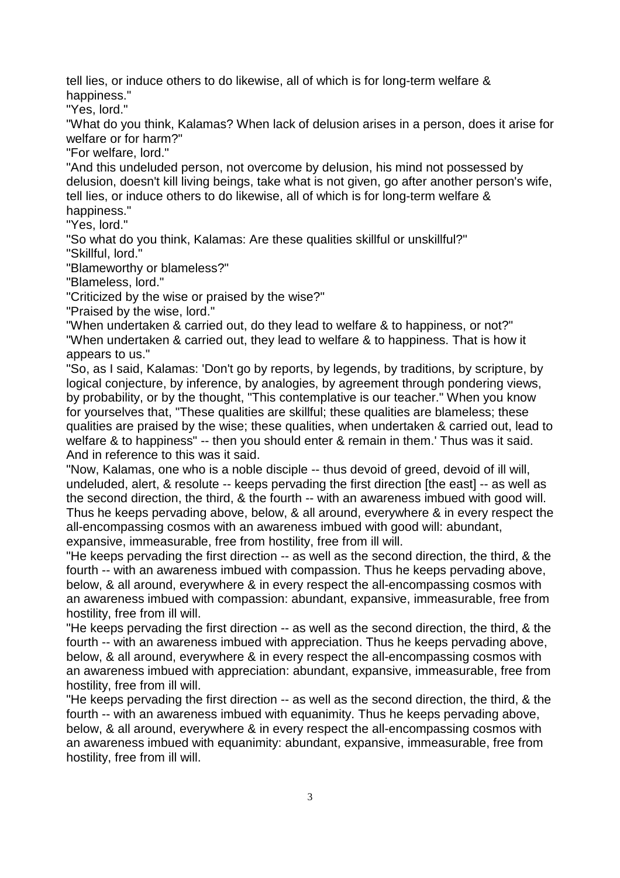tell lies, or induce others to do likewise, all of which is for long-term welfare & happiness."

"Yes, lord."

"What do you think, Kalamas? When lack of delusion arises in a person, does it arise for welfare or for harm?"

"For welfare, lord."

"And this undeluded person, not overcome by delusion, his mind not possessed by delusion, doesn't kill living beings, take what is not given, go after another person's wife, tell lies, or induce others to do likewise, all of which is for long-term welfare & happiness."

"Yes, lord."

"So what do you think, Kalamas: Are these qualities skillful or unskillful?"

"Skillful, lord."

"Blameworthy or blameless?"

"Blameless, lord."

"Criticized by the wise or praised by the wise?"

"Praised by the wise, lord."

"When undertaken & carried out, do they lead to welfare & to happiness, or not?"

"When undertaken & carried out, they lead to welfare & to happiness. That is how it appears to us."

"So, as I said, Kalamas: 'Don't go by reports, by legends, by traditions, by scripture, by logical conjecture, by inference, by analogies, by agreement through pondering views, by probability, or by the thought, "This contemplative is our teacher." When you know for yourselves that, "These qualities are skillful; these qualities are blameless; these qualities are praised by the wise; these qualities, when undertaken & carried out, lead to welfare & to happiness" -- then you should enter & remain in them.' Thus was it said. And in reference to this was it said.

"Now, Kalamas, one who is a noble disciple -- thus devoid of greed, devoid of ill will, undeluded, alert, & resolute -- keeps pervading the first direction [the east] -- as well as the second direction, the third, & the fourth -- with an awareness imbued with good will. Thus he keeps pervading above, below, & all around, everywhere & in every respect the all-encompassing cosmos with an awareness imbued with good will: abundant, expansive, immeasurable, free from hostility, free from ill will.

"He keeps pervading the first direction -- as well as the second direction, the third, & the fourth -- with an awareness imbued with compassion. Thus he keeps pervading above, below, & all around, everywhere & in every respect the all-encompassing cosmos with an awareness imbued with compassion: abundant, expansive, immeasurable, free from hostility, free from ill will.

"He keeps pervading the first direction -- as well as the second direction, the third, & the fourth -- with an awareness imbued with appreciation. Thus he keeps pervading above, below, & all around, everywhere & in every respect the all-encompassing cosmos with an awareness imbued with appreciation: abundant, expansive, immeasurable, free from hostility, free from ill will.

"He keeps pervading the first direction -- as well as the second direction, the third, & the fourth -- with an awareness imbued with equanimity. Thus he keeps pervading above, below, & all around, everywhere & in every respect the all-encompassing cosmos with an awareness imbued with equanimity: abundant, expansive, immeasurable, free from hostility, free from ill will.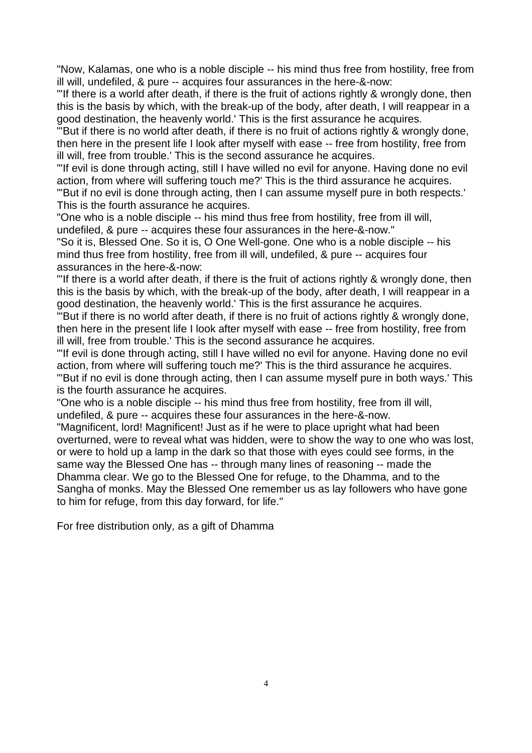"Now, Kalamas, one who is a noble disciple -- his mind thus free from hostility, free from ill will, undefiled, & pure -- acquires four assurances in the here-&-now:

"'If there is a world after death, if there is the fruit of actions rightly & wrongly done, then this is the basis by which, with the break-up of the body, after death, I will reappear in a good destination, the heavenly world.' This is the first assurance he acquires.

"'But if there is no world after death, if there is no fruit of actions rightly & wrongly done, then here in the present life I look after myself with ease -- free from hostility, free from ill will, free from trouble.' This is the second assurance he acquires.

"'If evil is done through acting, still I have willed no evil for anyone. Having done no evil action, from where will suffering touch me?' This is the third assurance he acquires.

"'But if no evil is done through acting, then I can assume myself pure in both respects.' This is the fourth assurance he acquires.

"One who is a noble disciple -- his mind thus free from hostility, free from ill will, undefiled, & pure -- acquires these four assurances in the here-&-now."

"So it is, Blessed One. So it is, O One Well-gone. One who is a noble disciple -- his mind thus free from hostility, free from ill will, undefiled, & pure -- acquires four assurances in the here-&-now:

"'If there is a world after death, if there is the fruit of actions rightly & wrongly done, then this is the basis by which, with the break-up of the body, after death, I will reappear in a good destination, the heavenly world.' This is the first assurance he acquires.

"'But if there is no world after death, if there is no fruit of actions rightly & wrongly done, then here in the present life I look after myself with ease -- free from hostility, free from ill will, free from trouble.' This is the second assurance he acquires.

"'If evil is done through acting, still I have willed no evil for anyone. Having done no evil action, from where will suffering touch me?' This is the third assurance he acquires.

"'But if no evil is done through acting, then I can assume myself pure in both ways.' This is the fourth assurance he acquires.

"One who is a noble disciple -- his mind thus free from hostility, free from ill will, undefiled, & pure -- acquires these four assurances in the here-&-now.

"Magnificent, lord! Magnificent! Just as if he were to place upright what had been overturned, were to reveal what was hidden, were to show the way to one who was lost, or were to hold up a lamp in the dark so that those with eyes could see forms, in the same way the Blessed One has -- through many lines of reasoning -- made the Dhamma clear. We go to the Blessed One for refuge, to the Dhamma, and to the Sangha of monks. May the Blessed One remember us as lay followers who have gone to him for refuge, from this day forward, for life."

For free distribution only, as a gift of Dhamma